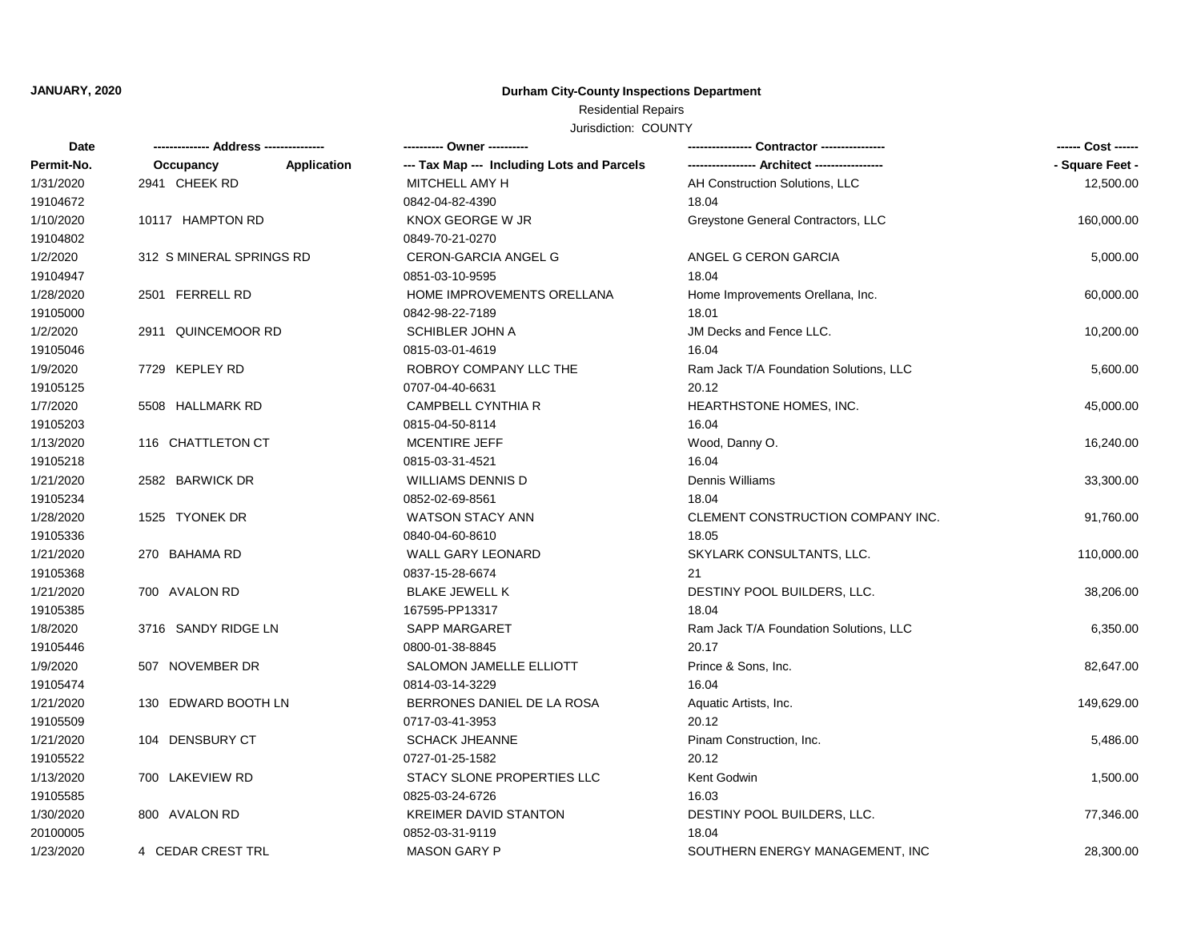**JANUARY, 2020**

**Durham City-County Inspections Department**

Residential Repairs

Jurisdiction: COUNTY

| Date<br>Permit-No. | ------------- Address ---------------<br>Occupancy | <br>Application | ---------- Owner ----------<br>--- Tax Map --- Including Lots and Parcels | --------------- Contractor ---------------<br>---------------- Architect ---------------- | ------ Cost ------<br>- Square Feet - |
|---|---|---|---|---|---|
| 1/31/2020 | 2941 CHEEK RD | | MITCHELL AMY H | AH Construction Solutions, LLC | 12,500.00 |
| 19104672 | | | 0842-04-82-4390 | 18.04 | |
| 1/10/2020 | 10117 HAMPTON RD | | KNOX GEORGE W JR | Greystone General Contractors, LLC | 160,000.00 |
| 19104802 | | | 0849-70-21-0270 | | |
| 1/2/2020 | 312 S MINERAL SPRINGS RD | | CERON-GARCIA ANGEL G | ANGEL G CERON GARCIA | 5,000.00 |
| 19104947 | | | 0851-03-10-9595 | 18.04 | |
| 1/28/2020 | 2501 FERRELL RD | | HOME IMPROVEMENTS ORELLANA | Home Improvements Orellana, Inc. | 60,000.00 |
| 19105000 | | | 0842-98-22-7189 | 18.01 | |
| 1/2/2020 | 2911 QUINCEMOOR RD | | SCHIBLER JOHN A | JM Decks and Fence LLC. | 10,200.00 |
| 19105046 | | | 0815-03-01-4619 | 16.04 | |
| 1/9/2020 | 7729 KEPLEY RD | | ROBROY COMPANY LLC THE | Ram Jack T/A Foundation Solutions, LLC | 5,600.00 |
| 19105125 | | | 0707-04-40-6631 | 20.12 | |
| 1/7/2020 | 5508 HALLMARK RD | | CAMPBELL CYNTHIA R | HEARTHSTONE HOMES, INC. | 45,000.00 |
| 19105203 | | | 0815-04-50-8114 | 16.04 | |
| 1/13/2020 | 116 CHATTLETON CT | | MCENTIRE JEFF | Wood, Danny O. | 16,240.00 |
| 19105218 | | | 0815-03-31-4521 | 16.04 | |
| 1/21/2020 | 2582 BARWICK DR | | WILLIAMS DENNIS D | Dennis Williams | 33,300.00 |
| 19105234 | | | 0852-02-69-8561 | 18.04 | |
| 1/28/2020 | 1525 TYONEK DR | | WATSON STACY ANN | CLEMENT CONSTRUCTION COMPANY INC. | 91,760.00 |
| 19105336 | | | 0840-04-60-8610 | 18.05 | |
| 1/21/2020 | 270 BAHAMA RD | | WALL GARY LEONARD | SKYLARK CONSULTANTS, LLC. | 110,000.00 |
| 19105368 | | | 0837-15-28-6674 | 21 | |
| 1/21/2020 | 700 AVALON RD | | BLAKE JEWELL K | DESTINY POOL BUILDERS, LLC. | 38,206.00 |
| 19105385 | | | 167595-PP13317 | 18.04 | |
| 1/8/2020 | 3716 SANDY RIDGE LN | | SAPP MARGARET | Ram Jack T/A Foundation Solutions, LLC | 6,350.00 |
| 19105446 | | | 0800-01-38-8845 | 20.17 | |
| 1/9/2020 | 507 NOVEMBER DR | | SALOMON JAMELLE ELLIOTT | Prince & Sons, Inc. | 82,647.00 |
| 19105474 | | | 0814-03-14-3229 | 16.04 | |
| 1/21/2020 | 130 EDWARD BOOTH LN | | BERRONES DANIEL DE LA ROSA | Aquatic Artists, Inc. | 149,629.00 |
| 19105509 | | | 0717-03-41-3953 | 20.12 | |
| 1/21/2020 | 104 DENSBURY CT | | SCHACK JHEANNE | Pinam Construction, Inc. | 5,486.00 |
| 19105522 | | | 0727-01-25-1582 | 20.12 | |
| 1/13/2020 | 700 LAKEVIEW RD | | STACY SLONE PROPERTIES LLC | Kent Godwin | 1,500.00 |
| 19105585 | | | 0825-03-24-6726 | 16.03 | |
| 1/30/2020 | 800 AVALON RD | | KREIMER DAVID STANTON | DESTINY POOL BUILDERS, LLC. | 77,346.00 |
| 20100005 | | | 0852-03-31-9119 | 18.04 | |
| 1/23/2020 | 4 CEDAR CREST TRL | | MASON GARY P | SOUTHERN ENERGY MANAGEMENT, INC | 28,300.00 |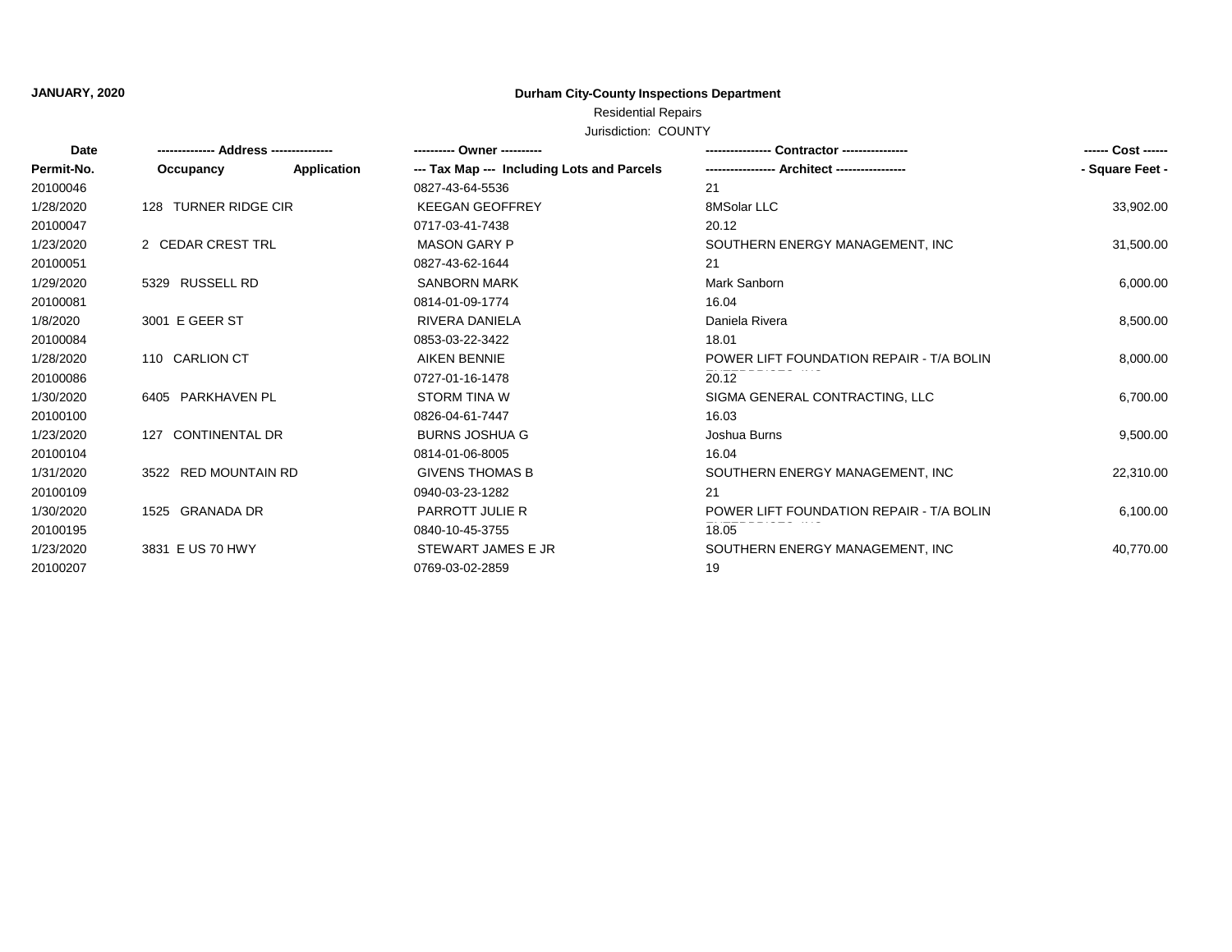**JANUARY, 2020**

**Durham City-County Inspections Department**

Residential Repairs

Jurisdiction: COUNTY

| Date | -------------- Address --------------- | | ---------- Owner ---------- | ---------------- Contractor ---------------- | ------ Cost ------ |
|---|---|---|---|---|---|
| **Permit-No.** | **Occupancy** | **Application** | **--- Tax Map --- Including Lots and Parcels** | **----------------- Architect -----------------** | **- Square Feet -** |
| 20100046 | | | 0827-43-64-5536 | 21 | |
| 1/28/2020 | 128 TURNER RIDGE CIR | | KEEGAN GEOFFREY | 8MSolar LLC | 33,902.00 |
| 20100047 | | | 0717-03-41-7438 | 20.12 | |
| 1/23/2020 | 2 CEDAR CREST TRL | | MASON GARY P | SOUTHERN ENERGY MANAGEMENT, INC | 31,500.00 |
| 20100051 | | | 0827-43-62-1644 | 21 | |
| 1/29/2020 | 5329 RUSSELL RD | | SANBORN MARK | Mark Sanborn | 6,000.00 |
| 20100081 | | | 0814-01-09-1774 | 16.04 | |
| 1/8/2020 | 3001 E GEER ST | | RIVERA DANIELA | Daniela Rivera | 8,500.00 |
| 20100084 | | | 0853-03-22-3422 | 18.01 | |
| 1/28/2020 | 110 CARLION CT | | AIKEN BENNIE | POWER LIFT FOUNDATION REPAIR - T/A BOLIN | 8,000.00 |
| 20100086 | | | 0727-01-16-1478 | 20.12 | |
| 1/30/2020 | 6405 PARKHAVEN PL | | STORM TINA W | SIGMA GENERAL CONTRACTING, LLC | 6,700.00 |
| 20100100 | | | 0826-04-61-7447 | 16.03 | |
| 1/23/2020 | 127 CONTINENTAL DR | | BURNS JOSHUA G | Joshua Burns | 9,500.00 |
| 20100104 | | | 0814-01-06-8005 | 16.04 | |
| 1/31/2020 | 3522 RED MOUNTAIN RD | | GIVENS THOMAS B | SOUTHERN ENERGY MANAGEMENT, INC | 22,310.00 |
| 20100109 | | | 0940-03-23-1282 | 21 | |
| 1/30/2020 | 1525 GRANADA DR | | PARROTT JULIE R | POWER LIFT FOUNDATION REPAIR - T/A BOLIN | 6,100.00 |
| 20100195 | | | 0840-10-45-3755 | 18.05 | |
| 1/23/2020 | 3831 E US 70 HWY | | STEWART JAMES E JR | SOUTHERN ENERGY MANAGEMENT, INC | 40,770.00 |
| 20100207 | | | 0769-03-02-2859 | 19 | |